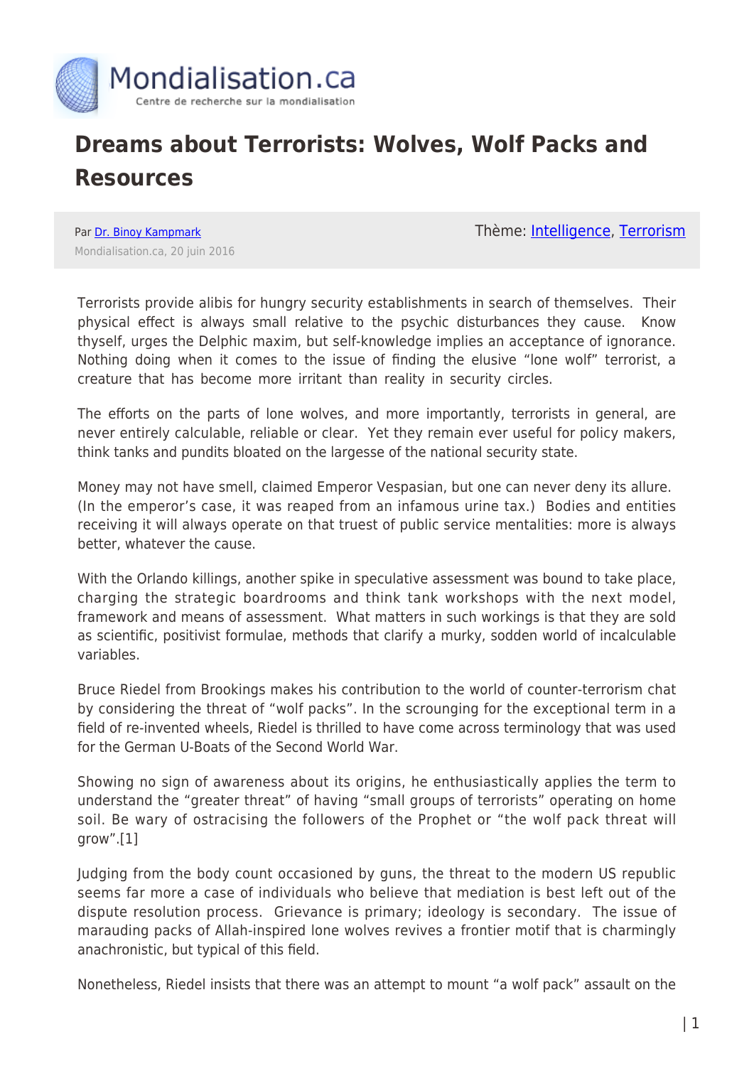# Dreams about Terrorists: Wolves, Wolf Packs and Resources

Par [Dr. Binoy Kampmark](#)

Mondialisation.ca, 20 juin 2016

Thème: [Intelligence](#), [Terrorism](#)

Terrorists provide alibis for hungry security establishments in search of themselves. Their physical effect is always small relative to the psychic disturbances they cause. Know thyself, urges the Delphic maxim, but self-knowledge implies an acceptance of ignorance. Nothing doing when it comes to the issue of finding the elusive "lone wolf" terrorist, a creature that has become more irritant than reality in security circles.

The efforts on the parts of lone wolves, and more importantly, terrorists in general, are never entirely calculable, reliable or clear. Yet they remain ever useful for policy makers, think tanks and pundits bloated on the largesse of the national security state.

Money may not have smell, claimed Emperor Vespasian, but one can never deny its allure. (In the emperor's case, it was reaped from an infamous urine tax.) Bodies and entities receiving it will always operate on that truest of public service mentalities: more is always better, whatever the cause.

With the Orlando killings, another spike in speculative assessment was bound to take place, charging the strategic boardrooms and think tank workshops with the next model, framework and means of assessment. What matters in such workings is that they are sold as scientific, positivist formulae, methods that clarify a murky, sodden world of incalculable variables.

Bruce Riedel from Brookings makes his contribution to the world of counter-terrorism chat by considering the threat of "wolf packs". In the scrounging for the exceptional term in a field of re-invented wheels, Riedel is thrilled to have come across terminology that was used for the German U-Boats of the Second World War.

Showing no sign of awareness about its origins, he enthusiastically applies the term to understand the "greater threat" of having "small groups of terrorists" operating on home soil. Be wary of ostracising the followers of the Prophet or "the wolf pack threat will grow".[1]

Judging from the body count occasioned by guns, the threat to the modern US republic seems far more a case of individuals who believe that mediation is best left out of the dispute resolution process. Grievance is primary; ideology is secondary. The issue of marauding packs of Allah-inspired lone wolves revives a frontier motif that is charmingly anachronistic, but typical of this field.

Nonetheless, Riedel insists that there was an attempt to mount "a wolf pack" assault on the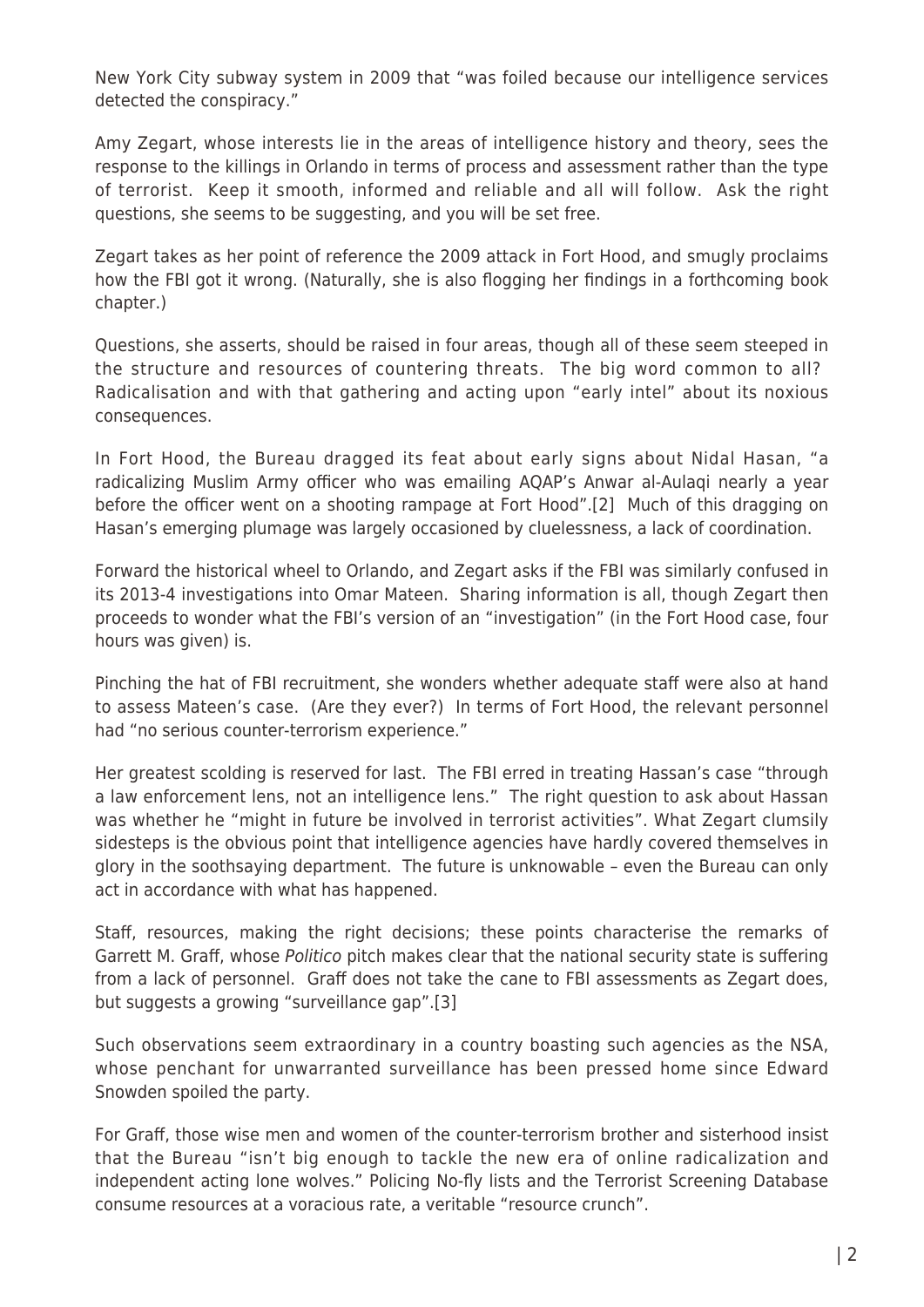New York City subway system in 2009 that "was foiled because our intelligence services detected the conspiracy."

Amy Zegart, whose interests lie in the areas of intelligence history and theory, sees the response to the killings in Orlando in terms of process and assessment rather than the type of terrorist. Keep it smooth, informed and reliable and all will follow. Ask the right questions, she seems to be suggesting, and you will be set free.

Zegart takes as her point of reference the 2009 attack in Fort Hood, and smugly proclaims how the FBI got it wrong. (Naturally, she is also flogging her findings in a forthcoming book chapter.)

Questions, she asserts, should be raised in four areas, though all of these seem steeped in the structure and resources of countering threats. The big word common to all? Radicalisation and with that gathering and acting upon "early intel" about its noxious consequences.

In Fort Hood, the Bureau dragged its feat about early signs about Nidal Hasan, "a radicalizing Muslim Army officer who was emailing AQAP's Anwar al-Aulaqi nearly a year before the officer went on a shooting rampage at Fort Hood".[2] Much of this dragging on Hasan's emerging plumage was largely occasioned by cluelessness, a lack of coordination.

Forward the historical wheel to Orlando, and Zegart asks if the FBI was similarly confused in its 2013-4 investigations into Omar Mateen. Sharing information is all, though Zegart then proceeds to wonder what the FBI's version of an "investigation" (in the Fort Hood case, four hours was given) is.

Pinching the hat of FBI recruitment, she wonders whether adequate staff were also at hand to assess Mateen's case. (Are they ever?) In terms of Fort Hood, the relevant personnel had "no serious counter-terrorism experience."

Her greatest scolding is reserved for last. The FBI erred in treating Hassan's case "through a law enforcement lens, not an intelligence lens." The right question to ask about Hassan was whether he "might in future be involved in terrorist activities". What Zegart clumsily sidesteps is the obvious point that intelligence agencies have hardly covered themselves in glory in the soothsaying department. The future is unknowable – even the Bureau can only act in accordance with what has happened.

Staff, resources, making the right decisions; these points characterise the remarks of Garrett M. Graff, whose *Politico* pitch makes clear that the national security state is suffering from a lack of personnel. Graff does not take the cane to FBI assessments as Zegart does, but suggests a growing "surveillance gap".[3]

Such observations seem extraordinary in a country boasting such agencies as the NSA, whose penchant for unwarranted surveillance has been pressed home since Edward Snowden spoiled the party.

For Graff, those wise men and women of the counter-terrorism brother and sisterhood insist that the Bureau "isn't big enough to tackle the new era of online radicalization and independent acting lone wolves." Policing No-fly lists and the Terrorist Screening Database consume resources at a voracious rate, a veritable "resource crunch".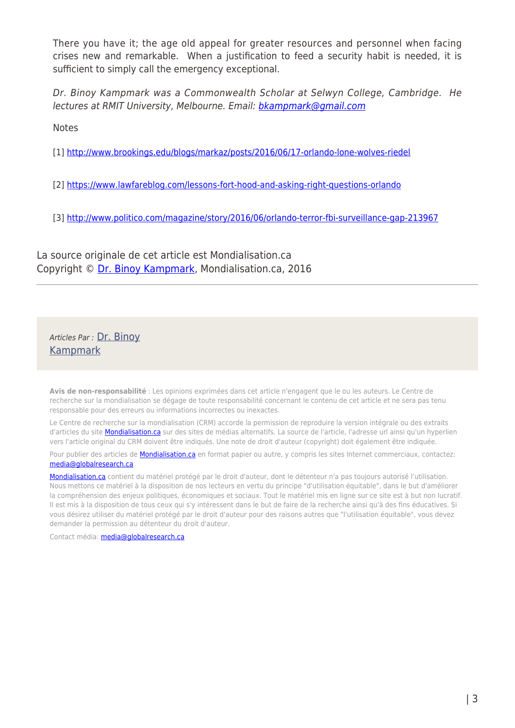There you have it; the age old appeal for greater resources and personnel when facing crises new and remarkable. When a justification to feed a security habit is needed, it is sufficient to simply call the emergency exceptional.

*Dr. Binoy Kampmark was a Commonwealth Scholar at Selwyn College, Cambridge. He lectures at RMIT University, Melbourne. Email: bkampmark@gmail.com*

Notes

[1] http://www.brookings.edu/blogs/markaz/posts/2016/06/17-orlando-lone-wolves-riedel

[2] https://www.lawfareblog.com/lessons-fort-hood-and-asking-right-questions-orlando

[3] http://www.politico.com/magazine/story/2016/06/orlando-terror-fbi-surveillance-gap-213967

La source originale de cet article est Mondialisation.ca
Copyright © Dr. Binoy Kampmark, Mondialisation.ca, 2016

---

*Articles Par :* Dr. Binoy Kampmark

**Avis de non-responsabilité** : Les opinions exprimées dans cet article n'engagent que le ou les auteurs. Le Centre de recherche sur la mondialisation se dégage de toute responsabilité concernant le contenu de cet article et ne sera pas tenu responsable pour des erreurs ou informations incorrectes ou inexactes.

Le Centre de recherche sur la mondialisation (CRM) accorde la permission de reproduire la version intégrale ou des extraits d'articles du site Mondialisation.ca sur des sites de médias alternatifs. La source de l'article, l'adresse url ainsi qu'un hyperlien vers l'article original du CRM doivent être indiqués. Une note de droit d'auteur (copyright) doit également être indiquée.

Pour publier des articles de Mondialisation.ca en format papier ou autre, y compris les sites Internet commerciaux, contactez: media@globalresearch.ca

Mondialisation.ca contient du matériel protégé par le droit d'auteur, dont le détenteur n'a pas toujours autorisé l'utilisation. Nous mettons ce matériel à la disposition de nos lecteurs en vertu du principe "d'utilisation équitable", dans le but d'améliorer la compréhension des enjeux politiques, économiques et sociaux. Tout le matériel mis en ligne sur ce site est à but non lucratif. Il est mis à la disposition de tous ceux qui s'y intéressent dans le but de faire de la recherche ainsi qu'à des fins éducatives. Si vous désirez utiliser du matériel protégé par le droit d'auteur pour des raisons autres que "l'utilisation équitable", vous devez demander la permission au détenteur du droit d'auteur.

Contact média: media@globalresearch.ca